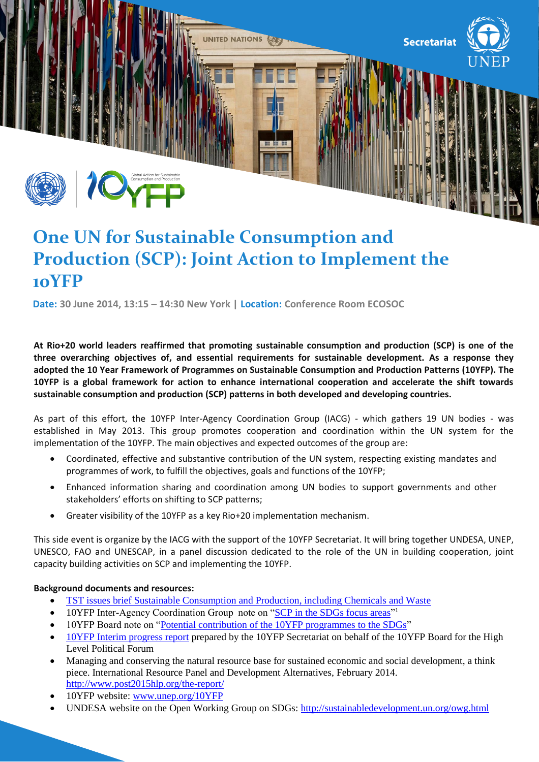Secretariat

UNEP

# One UN for Sustainable Consumption and Production (SCP): Joint Action to Implement the 10YFP

**Date:** 30 June 2014, 13:15 – 14:30 New York | **Location:** Conference Room ECOSOC

**At Rio+20 world leaders reaffirmed that promoting sustainable consumption and production (SCP) is one of the three overarching objectives of, and essential requirements for sustainable development. As a response they adopted the 10 Year Framework of Programmes on Sustainable Consumption and Production Patterns (10YFP). The 10YFP is a global framework for action to enhance international cooperation and accelerate the shift towards sustainable consumption and production (SCP) patterns in both developed and developing countries.**

As part of this effort, the 10YFP Inter-Agency Coordination Group (IACG) - which gathers 19 UN bodies - was established in May 2013. This group promotes cooperation and coordination within the UN system for the implementation of the 10YFP. The main objectives and expected outcomes of the group are:

- Coordinated, effective and substantive contribution of the UN system, respecting existing mandates and programmes of work, to fulfill the objectives, goals and functions of the 10YFP;
- Enhanced information sharing and coordination among UN bodies to support governments and other stakeholders' efforts on shifting to SCP patterns;
- Greater visibility of the 10YFP as a key Rio+20 implementation mechanism.

This side event is organize by the IACG with the support of the 10YFP Secretariat. It will bring together UNDESA, UNEP, UNESCO, FAO and UNESCAP, in a panel discussion dedicated to the role of the UN in building cooperation, joint capacity building activities on SCP and implementing the 10YFP.

**Background documents and resources:**

- TST issues brief Sustainable Consumption and Production, including Chemicals and Waste
- 10YFP Inter-Agency Coordination Group note on "SCP in the SDGs focus areas"[1]
- 10YFP Board note on "Potential contribution of the 10YFP programmes to the SDGs"
- 10YFP Interim progress report prepared by the 10YFP Secretariat on behalf of the 10YFP Board for the High Level Political Forum
- Managing and conserving the natural resource base for sustained economic and social development, a think piece. International Resource Panel and Development Alternatives, February 2014. http://www.post2015hlp.org/the-report/
- 10YFP website: www.unep.org/10YFP
- UNDESA website on the Open Working Group on SDGs: http://sustainabledevelopment.un.org/owg.html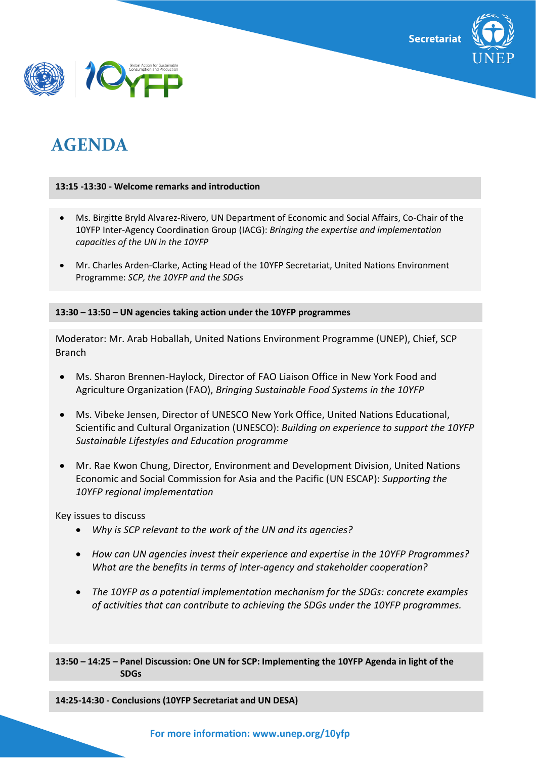Secretariat

# AGENDA

**13:15 -13:30 - Welcome remarks and introduction**

- Ms. Birgitte Bryld Alvarez-Rivero, UN Department of Economic and Social Affairs, Co-Chair of the 10YFP Inter-Agency Coordination Group (IACG): *Bringing the expertise and implementation capacities of the UN in the 10YFP*
- Mr. Charles Arden-Clarke, Acting Head of the 10YFP Secretariat, United Nations Environment Programme: *SCP, the 10YFP and the SDGs*

**13:30 – 13:50 – UN agencies taking action under the 10YFP programmes**

Moderator: Mr. Arab Hoballah, United Nations Environment Programme (UNEP), Chief, SCP Branch

- Ms. Sharon Brennen-Haylock, Director of FAO Liaison Office in New York Food and Agriculture Organization (FAO), *Bringing Sustainable Food Systems in the 10YFP*
- Ms. Vibeke Jensen, Director of UNESCO New York Office, United Nations Educational, Scientific and Cultural Organization (UNESCO): *Building on experience to support the 10YFP Sustainable Lifestyles and Education programme*
- Mr. Rae Kwon Chung, Director, Environment and Development Division, United Nations Economic and Social Commission for Asia and the Pacific (UN ESCAP): *Supporting the 10YFP regional implementation*

Key issues to discuss

- *Why is SCP relevant to the work of the UN and its agencies?*
- *How can UN agencies invest their experience and expertise in the 10YFP Programmes? What are the benefits in terms of inter-agency and stakeholder cooperation?*
- *The 10YFP as a potential implementation mechanism for the SDGs: concrete examples of activities that can contribute to achieving the SDGs under the 10YFP programmes.*

**13:50 – 14:25 – Panel Discussion: One UN for SCP: Implementing the 10YFP Agenda in light of the SDGs**

**14:25-14:30 - Conclusions (10YFP Secretariat and UN DESA)**

**For more information: www.unep.org/10yfp**